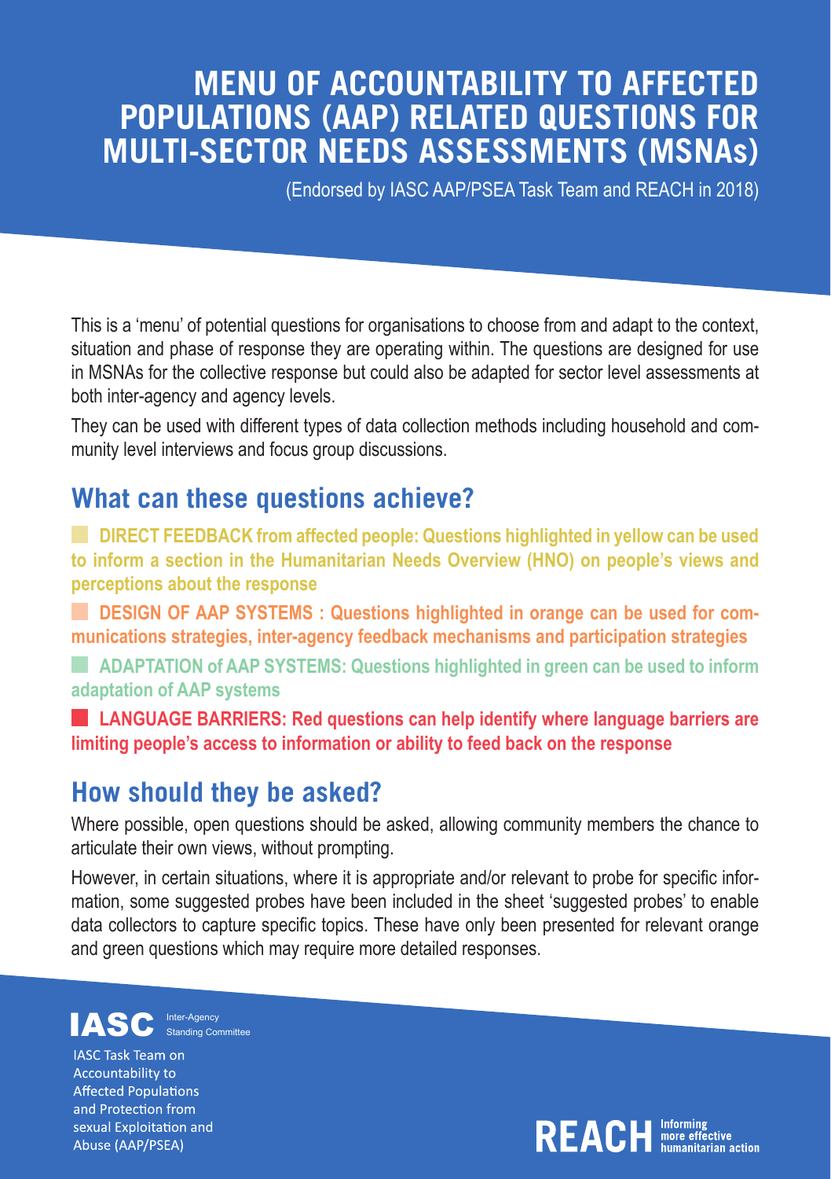# MENU OF ACCOUNTABILITY TO AFFECTED POPULATIONS (AAP) RELATED QUESTIONS FOR MULTI-SECTOR NEEDS ASSESSMENTS (MSNAs)

(Endorsed by IASC AAP/PSEA Task Team and REACH in 2018)

This is a 'menu' of potential questions for organisations to choose from and adapt to the context, situation and phase of response they are operating within. The questions are designed for use in MSNAs for the collective response but could also be adapted for sector level assessments at both inter-agency and agency levels.

They can be used with different types of data collection methods including household and community level interviews and focus group discussions.

## What can these questions achieve?

**DIRECT FEEDBACK from affected people: Questions highlighted in yellow can be used to inform a section in the Humanitarian Needs Overview (HNO) on people's views and perceptions about the response**

**DESIGN OF AAP SYSTEMS : Questions highlighted in orange can be used for communications strategies, inter-agency feedback mechanisms and participation strategies**

**ADAPTATION of AAP SYSTEMS: Questions highlighted in green can be used to inform adaptation of AAP systems**

**LANGUAGE BARRIERS: Red questions can help identify where language barriers are limiting people's access to information or ability to feed back on the response**

## How should they be asked?

Where possible, open questions should be asked, allowing community members the chance to articulate their own views, without prompting.

However, in certain situations, where it is appropriate and/or relevant to probe for specific information, some suggested probes have been included in the sheet 'suggested probes' to enable data collectors to capture specific topics. These have only been presented for relevant orange and green questions which may require more detailed responses.

IASC Inter-Agency Standing Committee

IASC Task Team on Accountability to Affected Populations and Protection from sexual Exploitation and Abuse (AAP/PSEA)

REACH Informing more effective humanitarian action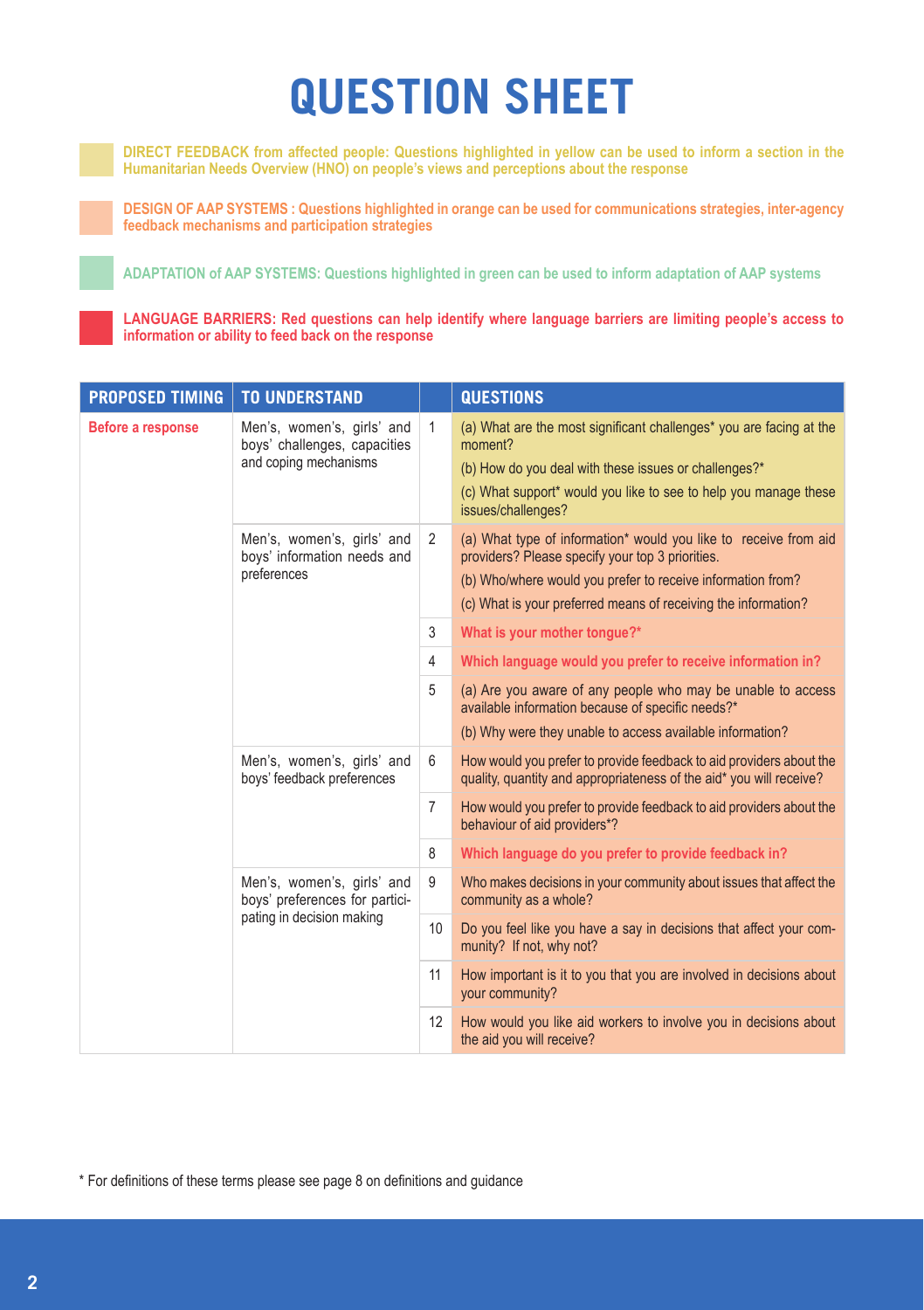# QUESTION SHEET

**DIRECT FEEDBACK from affected people: Questions highlighted in yellow can be used to inform a section in the Humanitarian Needs Overview (HNO) on people's views and perceptions about the response**

**DESIGN OF AAP SYSTEMS : Questions highlighted in orange can be used for communications strategies, inter-agency feedback mechanisms and participation strategies**

**ADAPTATION of AAP SYSTEMS: Questions highlighted in green can be used to inform adaptation of AAP systems**

**LANGUAGE BARRIERS: Red questions can help identify where language barriers are limiting people's access to information or ability to feed back on the response**

| PROPOSED TIMING | TO UNDERSTAND | | QUESTIONS |
|---|---|---|---|
| **Before a response** | Men's, women's, girls' and boys' challenges, capacities and coping mechanisms | 1 | (a) What are the most significant challenges* you are facing at the moment?<br>(b) How do you deal with these issues or challenges?*<br>(c) What support* would you like to see to help you manage these issues/challenges? |
| | Men's, women's, girls' and boys' information needs and preferences | 2 | (a) What type of information* would you like to receive from aid providers? Please specify your top 3 priorities.<br>(b) Who/where would you prefer to receive information from?<br>(c) What is your preferred means of receiving the information? |
| | | 3 | **What is your mother tongue?*** |
| | | 4 | **Which language would you prefer to receive information in?** |
| | | 5 | (a) Are you aware of any people who may be unable to access available information because of specific needs?*<br>(b) Why were they unable to access available information? |
| | Men's, women's, girls' and boys' feedback preferences | 6 | How would you prefer to provide feedback to aid providers about the quality, quantity and appropriateness of the aid* you will receive? |
| | | 7 | How would you prefer to provide feedback to aid providers about the behaviour of aid providers*? |
| | | 8 | **Which language do you prefer to provide feedback in?** |
| | Men's, women's, girls' and boys' preferences for participating in decision making | 9 | Who makes decisions in your community about issues that affect the community as a whole? |
| | | 10 | Do you feel like you have a say in decisions that affect your community? If not, why not? |
| | | 11 | How important is it to you that you are involved in decisions about your community? |
| | | 12 | How would you like aid workers to involve you in decisions about the aid you will receive? |

\* For definitions of these terms please see page 8 on definitions and guidance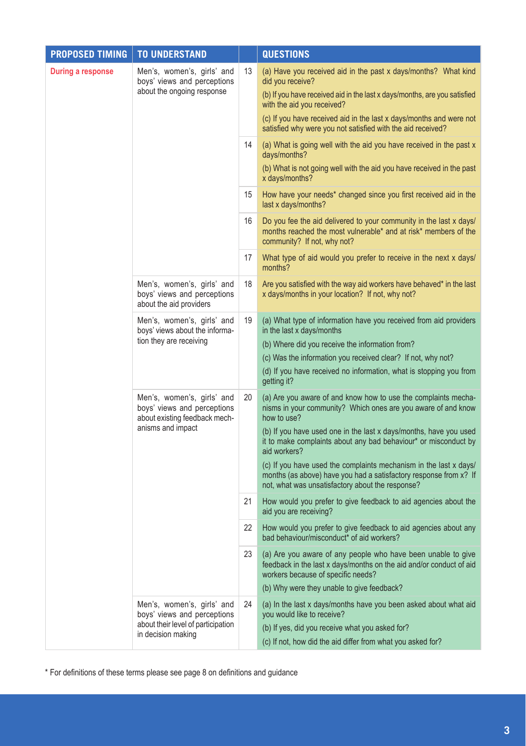| PROPOSED TIMING | TO UNDERSTAND | | QUESTIONS |
|---|---|---|---|
| During a response | Men's, women's, girls' and boys' views and perceptions about the ongoing response | 13 | (a) Have you received aid in the past x days/months? What kind did you receive?<br>(b) If you have received aid in the last x days/months, are you satisfied with the aid you received?<br>(c) If you have received aid in the last x days/months and were not satisfied why were you not satisfied with the aid received? |
| | | 14 | (a) What is going well with the aid you have received in the past x days/months?<br>(b) What is not going well with the aid you have received in the past x days/months? |
| | | 15 | How have your needs* changed since you first received aid in the last x days/months? |
| | | 16 | Do you fee the aid delivered to your community in the last x days/months reached the most vulnerable* and at risk* members of the community? If not, why not? |
| | | 17 | What type of aid would you prefer to receive in the next x days/months? |
| | Men's, women's, girls' and boys' views and perceptions about the aid providers | 18 | Are you satisfied with the way aid workers have behaved* in the last x days/months in your location? If not, why not? |
| | Men's, women's, girls' and boys' views about the information they are receiving | 19 | (a) What type of information have you received from aid providers in the last x days/months<br>(b) Where did you receive the information from?<br>(c) Was the information you received clear? If not, why not?<br>(d) If you have received no information, what is stopping you from getting it? |
| | Men's, women's, girls' and boys' views and perceptions about existing feedback mechanisms and impact | 20 | (a) Are you aware of and know how to use the complaints mechanisms in your community? Which ones are you aware of and know how to use?<br>(b) If you have used one in the last x days/months, have you used it to make complaints about any bad behaviour* or misconduct by aid workers?<br>(c) If you have used the complaints mechanism in the last x days/months (as above) have you had a satisfactory response from x? If not, what was unsatisfactory about the response? |
| | | 21 | How would you prefer to give feedback to aid agencies about the aid you are receiving? |
| | | 22 | How would you prefer to give feedback to aid agencies about any bad behaviour/misconduct* of aid workers? |
| | | 23 | (a) Are you aware of any people who have been unable to give feedback in the last x days/months on the aid and/or conduct of aid workers because of specific needs?<br>(b) Why were they unable to give feedback? |
| | Men's, women's, girls' and boys' views and perceptions about their level of participation in decision making | 24 | (a) In the last x days/months have you been asked about what aid you would like to receive?<br>(b) If yes, did you receive what you asked for?<br>(c) If not, how did the aid differ from what you asked for? |

* For definitions of these terms please see page 8 on definitions and guidance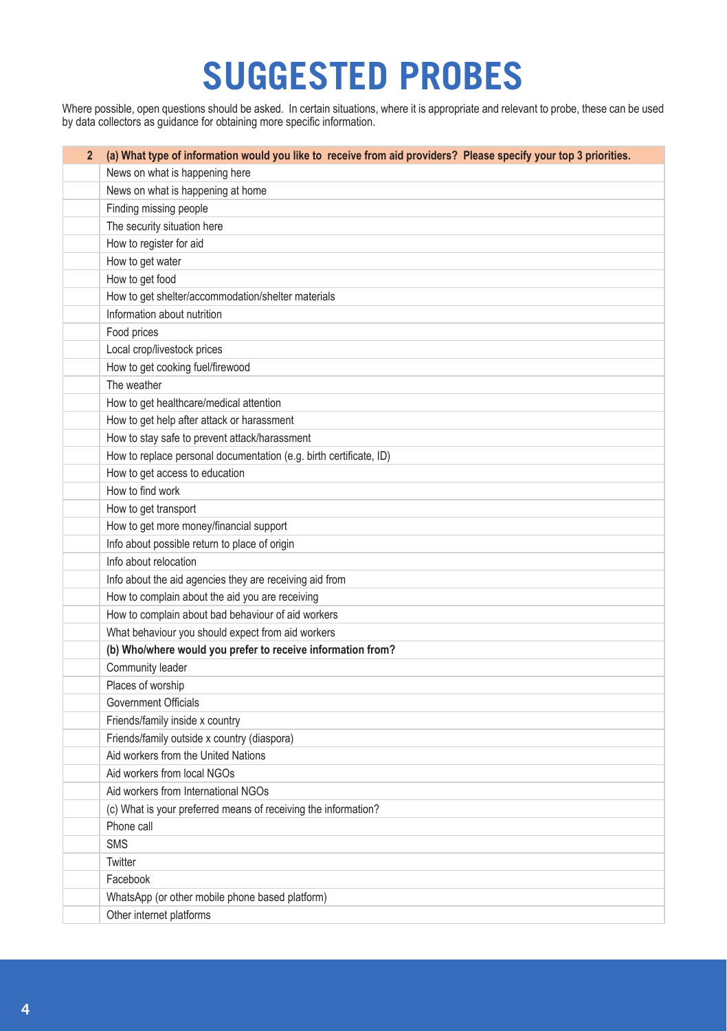# SUGGESTED PROBES

Where possible, open questions should be asked. In certain situations, where it is appropriate and relevant to probe, these can be used by data collectors as guidance for obtaining more specific information.

| 2 | **(a) What type of information would you like to receive from aid providers? Please specify your top 3 priorities.** |
|---|---|
| | News on what is happening here |
| | News on what is happening at home |
| | Finding missing people |
| | The security situation here |
| | How to register for aid |
| | How to get water |
| | How to get food |
| | How to get shelter/accommodation/shelter materials |
| | Information about nutrition |
| | Food prices |
| | Local crop/livestock prices |
| | How to get cooking fuel/firewood |
| | The weather |
| | How to get healthcare/medical attention |
| | How to get help after attack or harassment |
| | How to stay safe to prevent attack/harassment |
| | How to replace personal documentation (e.g. birth certificate, ID) |
| | How to get access to education |
| | How to find work |
| | How to get transport |
| | How to get more money/financial support |
| | Info about possible return to place of origin |
| | Info about relocation |
| | Info about the aid agencies they are receiving aid from |
| | How to complain about the aid you are receiving |
| | How to complain about bad behaviour of aid workers |
| | What behaviour you should expect from aid workers |
| | **(b) Who/where would you prefer to receive information from?** |
| | Community leader |
| | Places of worship |
| | Government Officials |
| | Friends/family inside x country |
| | Friends/family outside x country (diaspora) |
| | Aid workers from the United Nations |
| | Aid workers from local NGOs |
| | Aid workers from International NGOs |
| | (c) What is your preferred means of receiving the information? |
| | Phone call |
| | SMS |
| | Twitter |
| | Facebook |
| | WhatsApp (or other mobile phone based platform) |
| | Other internet platforms |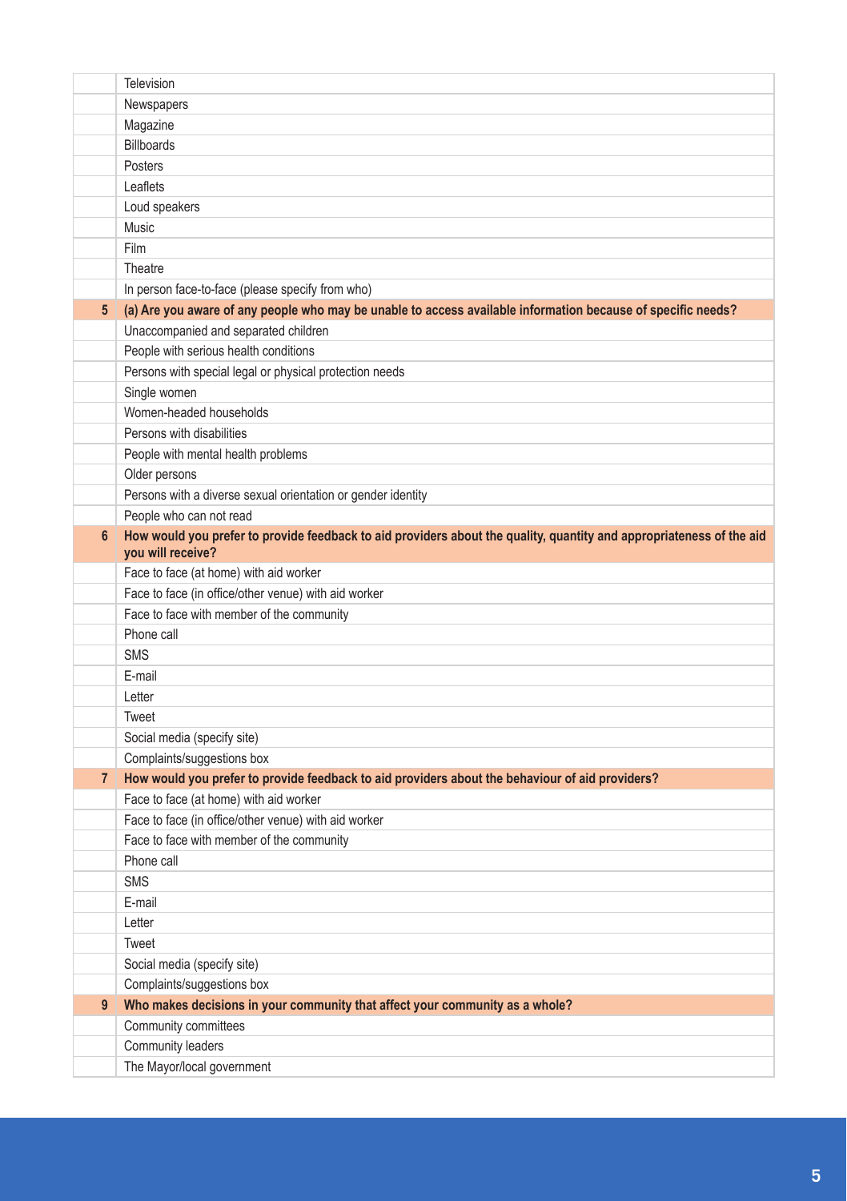| | |
|---|---|
| | Television |
| | Newspapers |
| | Magazine |
| | Billboards |
| | Posters |
| | Leaflets |
| | Loud speakers |
| | Music |
| | Film |
| | Theatre |
| | In person face-to-face (please specify from who) |
| **5** | **(a) Are you aware of any people who may be unable to access available information because of specific needs?** |
| | Unaccompanied and separated children |
| | People with serious health conditions |
| | Persons with special legal or physical protection needs |
| | Single women |
| | Women-headed households |
| | Persons with disabilities |
| | People with mental health problems |
| | Older persons |
| | Persons with a diverse sexual orientation or gender identity |
| | People who can not read |
| **6** | **How would you prefer to provide feedback to aid providers about the quality, quantity and appropriateness of the aid you will receive?** |
| | Face to face (at home) with aid worker |
| | Face to face (in office/other venue) with aid worker |
| | Face to face with member of the community |
| | Phone call |
| | SMS |
| | E-mail |
| | Letter |
| | Tweet |
| | Social media (specify site) |
| | Complaints/suggestions box |
| **7** | **How would you prefer to provide feedback to aid providers about the behaviour of aid providers?** |
| | Face to face (at home) with aid worker |
| | Face to face (in office/other venue) with aid worker |
| | Face to face with member of the community |
| | Phone call |
| | SMS |
| | E-mail |
| | Letter |
| | Tweet |
| | Social media (specify site) |
| | Complaints/suggestions box |
| **9** | **Who makes decisions in your community that affect your community as a whole?** |
| | Community committees |
| | Community leaders |
| | The Mayor/local government |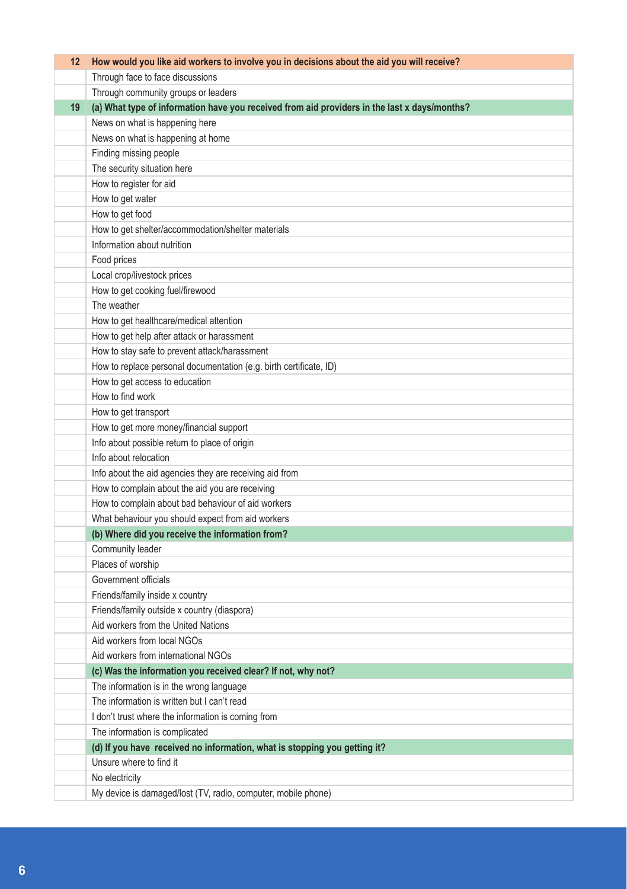| 12 | How would you like aid workers to involve you in decisions about the aid you will receive? |
|---|---|
| | Through face to face discussions |
| | Through community groups or leaders |
| 19 | **(a) What type of information have you received from aid providers in the last x days/months?** |
| | News on what is happening here |
| | News on what is happening at home |
| | Finding missing people |
| | The security situation here |
| | How to register for aid |
| | How to get water |
| | How to get food |
| | How to get shelter/accommodation/shelter materials |
| | Information about nutrition |
| | Food prices |
| | Local crop/livestock prices |
| | How to get cooking fuel/firewood |
| | The weather |
| | How to get healthcare/medical attention |
| | How to get help after attack or harassment |
| | How to stay safe to prevent attack/harassment |
| | How to replace personal documentation (e.g. birth certificate, ID) |
| | How to get access to education |
| | How to find work |
| | How to get transport |
| | How to get more money/financial support |
| | Info about possible return to place of origin |
| | Info about relocation |
| | Info about the aid agencies they are receiving aid from |
| | How to complain about the aid you are receiving |
| | How to complain about bad behaviour of aid workers |
| | What behaviour you should expect from aid workers |
| | **(b) Where did you receive the information from?** |
| | Community leader |
| | Places of worship |
| | Government officials |
| | Friends/family inside x country |
| | Friends/family outside x country (diaspora) |
| | Aid workers from the United Nations |
| | Aid workers from local NGOs |
| | Aid workers from international NGOs |
| | **(c) Was the information you received clear? If not, why not?** |
| | The information is in the wrong language |
| | The information is written but I can't read |
| | I don't trust where the information is coming from |
| | The information is complicated |
| | **(d) If you have received no information, what is stopping you getting it?** |
| | Unsure where to find it |
| | No electricity |
| | My device is damaged/lost (TV, radio, computer, mobile phone) |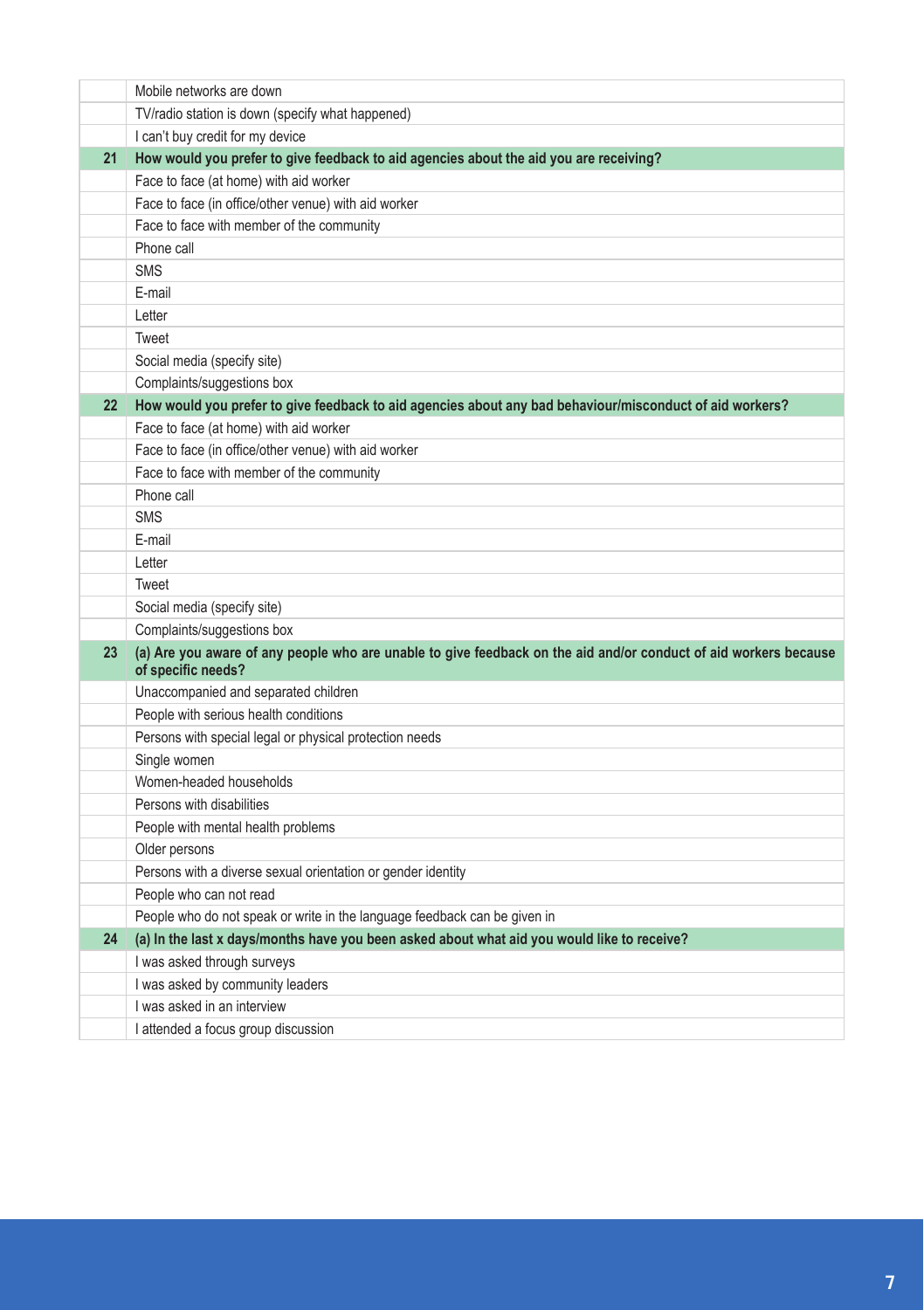| | |
|---|---|
| | Mobile networks are down |
| | TV/radio station is down (specify what happened) |
| | I can't buy credit for my device |
| **21** | **How would you prefer to give feedback to aid agencies about the aid you are receiving?** |
| | Face to face (at home) with aid worker |
| | Face to face (in office/other venue) with aid worker |
| | Face to face with member of the community |
| | Phone call |
| | SMS |
| | E-mail |
| | Letter |
| | Tweet |
| | Social media (specify site) |
| | Complaints/suggestions box |
| **22** | **How would you prefer to give feedback to aid agencies about any bad behaviour/misconduct of aid workers?** |
| | Face to face (at home) with aid worker |
| | Face to face (in office/other venue) with aid worker |
| | Face to face with member of the community |
| | Phone call |
| | SMS |
| | E-mail |
| | Letter |
| | Tweet |
| | Social media (specify site) |
| | Complaints/suggestions box |
| **23** | **(a) Are you aware of any people who are unable to give feedback on the aid and/or conduct of aid workers because of specific needs?** |
| | Unaccompanied and separated children |
| | People with serious health conditions |
| | Persons with special legal or physical protection needs |
| | Single women |
| | Women-headed households |
| | Persons with disabilities |
| | People with mental health problems |
| | Older persons |
| | Persons with a diverse sexual orientation or gender identity |
| | People who can not read |
| | People who do not speak or write in the language feedback can be given in |
| **24** | **(a) In the last x days/months have you been asked about what aid you would like to receive?** |
| | I was asked through surveys |
| | I was asked by community leaders |
| | I was asked in an interview |
| | I attended a focus group discussion |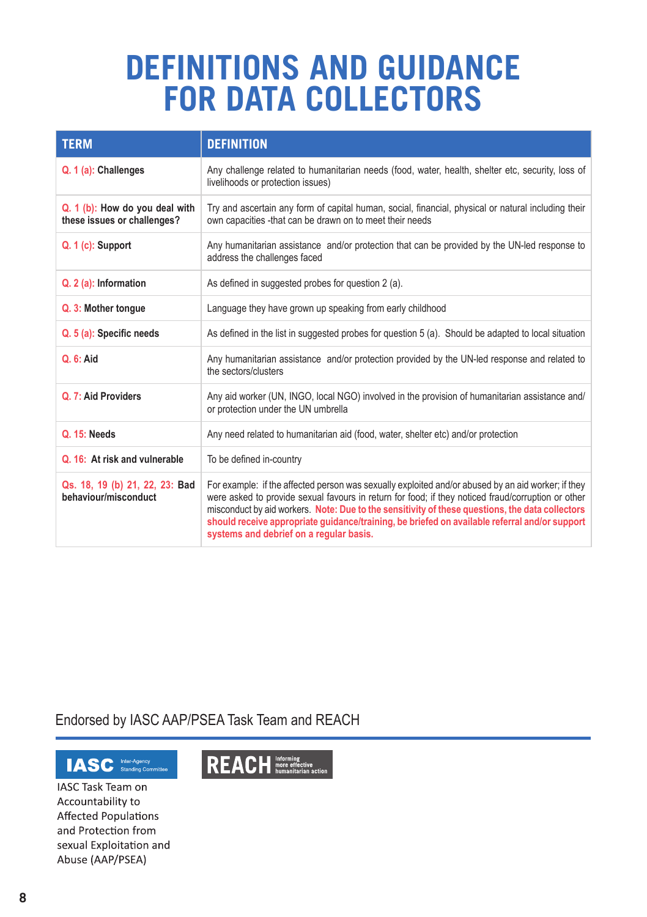# DEFINITIONS AND GUIDANCE FOR DATA COLLECTORS

| TERM | DEFINITION |
|---|---|
| Q. 1 (a): **Challenges** | Any challenge related to humanitarian needs (food, water, health, shelter etc, security, loss of livelihoods or protection issues) |
| Q. 1 (b): **How do you deal with these issues or challenges?** | Try and ascertain any form of capital human, social, financial, physical or natural including their own capacities -that can be drawn on to meet their needs |
| Q. 1 (c): **Support** | Any humanitarian assistance and/or protection that can be provided by the UN-led response to address the challenges faced |
| Q. 2 (a): **Information** | As defined in suggested probes for question 2 (a). |
| Q. 3: **Mother tongue** | Language they have grown up speaking from early childhood |
| Q. 5 (a): **Specific needs** | As defined in the list in suggested probes for question 5 (a). Should be adapted to local situation |
| Q. 6: **Aid** | Any humanitarian assistance and/or protection provided by the UN-led response and related to the sectors/clusters |
| Q. 7: **Aid Providers** | Any aid worker (UN, INGO, local NGO) involved in the provision of humanitarian assistance and/or protection under the UN umbrella |
| Q. 15: **Needs** | Any need related to humanitarian aid (food, water, shelter etc) and/or protection |
| Q. 16: **At risk and vulnerable** | To be defined in-country |
| Qs. 18, 19 (b) 21, 22, 23: **Bad behaviour/misconduct** | For example: if the affected person was sexually exploited and/or abused by an aid worker; if they were asked to provide sexual favours in return for food; if they noticed fraud/corruption or other misconduct by aid workers. **Note: Due to the sensitivity of these questions, the data collectors should receive appropriate guidance/training, be briefed on available referral and/or support systems and debrief on a regular basis.** |

Endorsed by IASC AAP/PSEA Task Team and REACH

IASC Inter-Agency Standing Committee

IASC Task Team on Accountability to Affected Populations and Protection from sexual Exploitation and Abuse (AAP/PSEA)

REACH Informing more effective humanitarian action